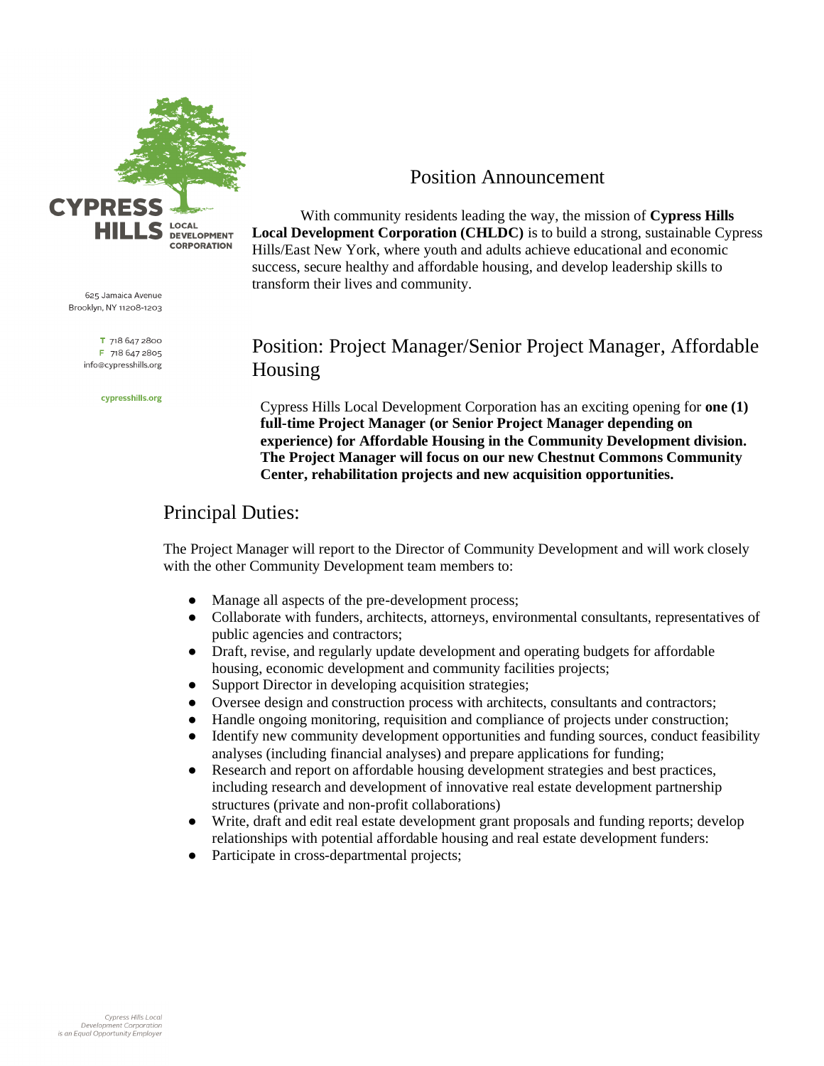CYPRESS HILLS LOCAL DEVELOPMENT CORPORATION

625 Jamaica Avenue
Brooklyn, NY 11208-1203

T 718 647 2800
F 718 647 2805
info@cypresshills.org

cypresshills.org

# Position Announcement

With community residents leading the way, the mission of **Cypress Hills Local Development Corporation (CHLDC)** is to build a strong, sustainable Cypress Hills/East New York, where youth and adults achieve educational and economic success, secure healthy and affordable housing, and develop leadership skills to transform their lives and community.

## Position: Project Manager/Senior Project Manager, Affordable Housing

Cypress Hills Local Development Corporation has an exciting opening for **one (1) full-time Project Manager (or Senior Project Manager depending on experience) for Affordable Housing in the Community Development division. The Project Manager will focus on our new Chestnut Commons Community Center, rehabilitation projects and new acquisition opportunities.**

## Principal Duties:

The Project Manager will report to the Director of Community Development and will work closely with the other Community Development team members to:

- Manage all aspects of the pre-development process;
- Collaborate with funders, architects, attorneys, environmental consultants, representatives of public agencies and contractors;
- Draft, revise, and regularly update development and operating budgets for affordable housing, economic development and community facilities projects;
- Support Director in developing acquisition strategies;
- Oversee design and construction process with architects, consultants and contractors;
- Handle ongoing monitoring, requisition and compliance of projects under construction;
- Identify new community development opportunities and funding sources, conduct feasibility analyses (including financial analyses) and prepare applications for funding;
- Research and report on affordable housing development strategies and best practices, including research and development of innovative real estate development partnership structures (private and non-profit collaborations)
- Write, draft and edit real estate development grant proposals and funding reports; develop relationships with potential affordable housing and real estate development funders:
- Participate in cross-departmental projects;

*Cypress Hills Local Development Corporation is an Equal Opportunity Employer*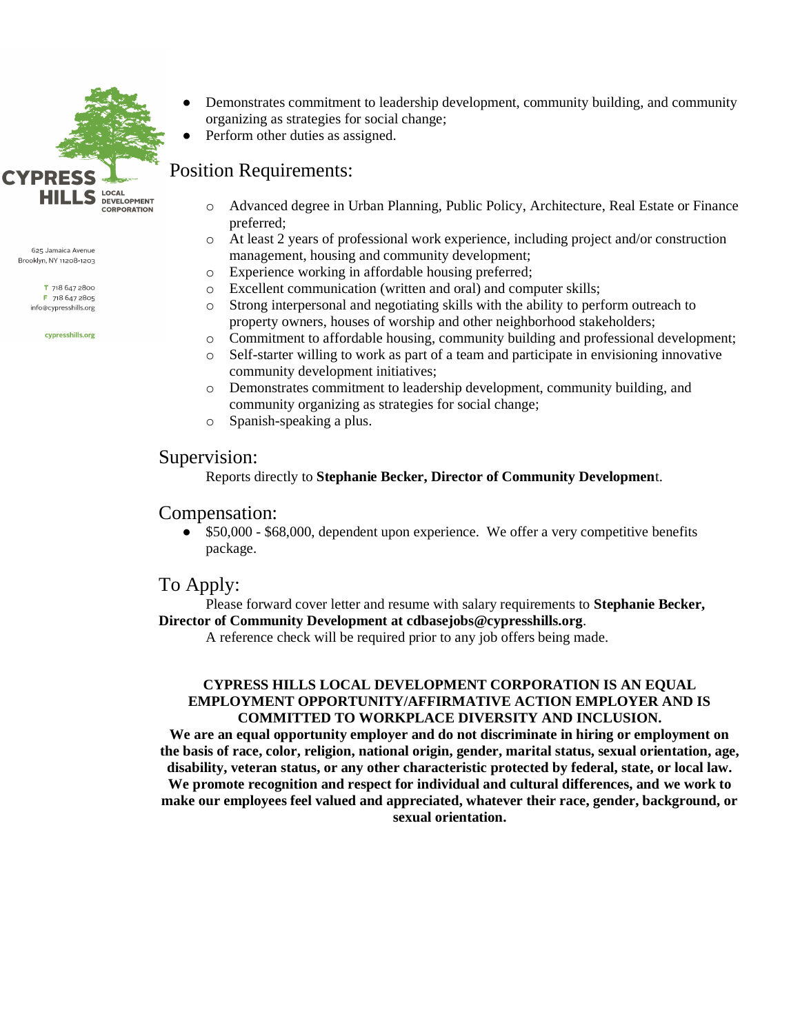- Demonstrates commitment to leadership development, community building, and community organizing as strategies for social change;
- Perform other duties as assigned.

## Position Requirements:

- Advanced degree in Urban Planning, Public Policy, Architecture, Real Estate or Finance preferred;
- At least 2 years of professional work experience, including project and/or construction management, housing and community development;
- Experience working in affordable housing preferred;
- Excellent communication (written and oral) and computer skills;
- Strong interpersonal and negotiating skills with the ability to perform outreach to property owners, houses of worship and other neighborhood stakeholders;
- Commitment to affordable housing, community building and professional development;
- Self-starter willing to work as part of a team and participate in envisioning innovative community development initiatives;
- Demonstrates commitment to leadership development, community building, and community organizing as strategies for social change;
- Spanish-speaking a plus.

## Supervision:

Reports directly to **Stephanie Becker, Director of Community Developmen**t.

## Compensation:

- $50,000 - $68,000, dependent upon experience. We offer a very competitive benefits package.

## To Apply:

Please forward cover letter and resume with salary requirements to **Stephanie Becker, Director of Community Development at cdbasejobs@cypresshills.org**.

A reference check will be required prior to any job offers being made.

**CYPRESS HILLS LOCAL DEVELOPMENT CORPORATION IS AN EQUAL EMPLOYMENT OPPORTUNITY/AFFIRMATIVE ACTION EMPLOYER AND IS COMMITTED TO WORKPLACE DIVERSITY AND INCLUSION.**

**We are an equal opportunity employer and do not discriminate in hiring or employment on the basis of race, color, religion, national origin, gender, marital status, sexual orientation, age, disability, veteran status, or any other characteristic protected by federal, state, or local law. We promote recognition and respect for individual and cultural differences, and we work to make our employees feel valued and appreciated, whatever their race, gender, background, or sexual orientation.**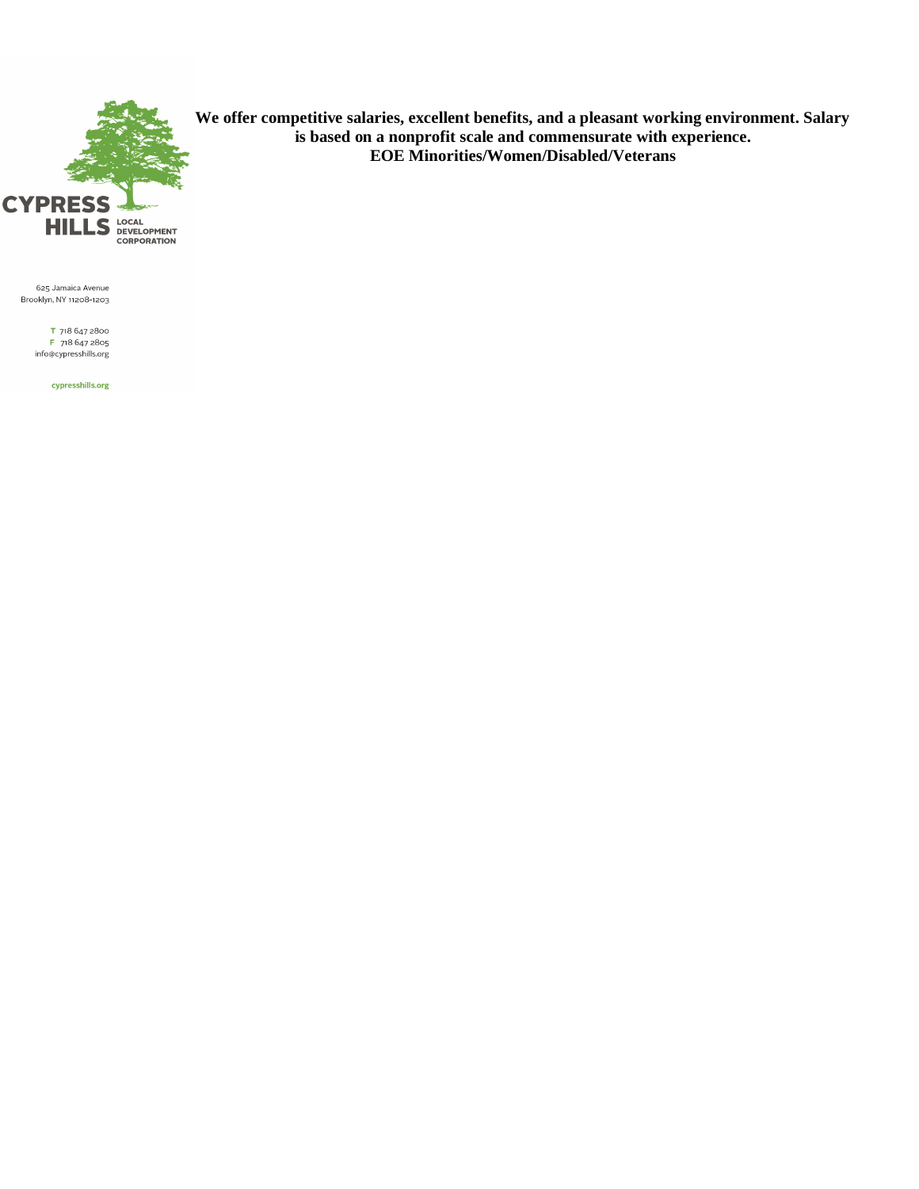**We offer competitive salaries, excellent benefits, and a pleasant working environment. Salary is based on a nonprofit scale and commensurate with experience.**
**EOE Minorities/Women/Disabled/Veterans**

CYPRESS HILLS LOCAL DEVELOPMENT CORPORATION

625 Jamaica Avenue
Brooklyn, NY 11208-1203

T 718 647 2800
F 718 647 2805
info@cypresshills.org

cypresshills.org